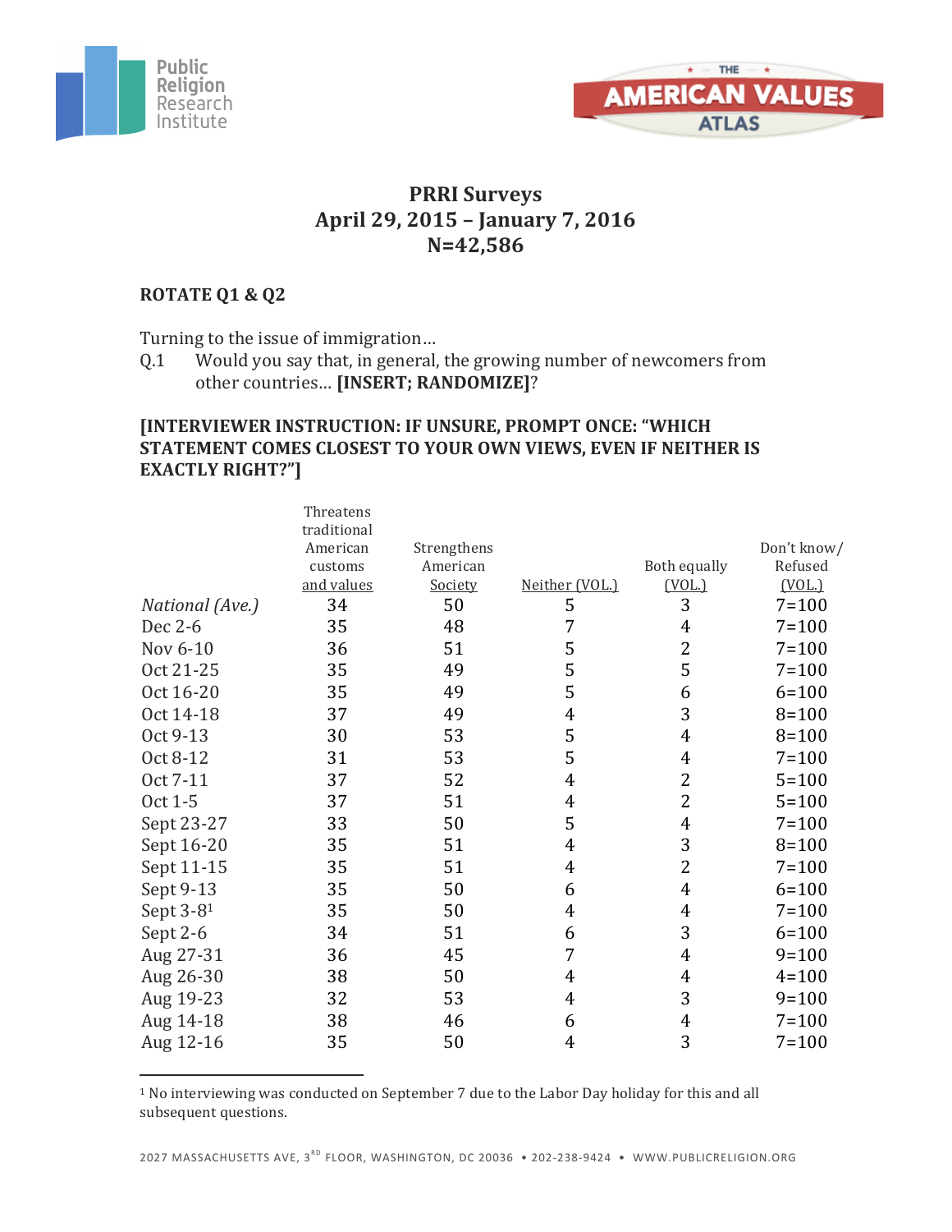Public Religion Research Institute

THE AMERICAN VALUES ATLAS

# PRRI Surveys
## April 29, 2015 – January 7, 2016
## N=42,586

**ROTATE Q1 & Q2**

Turning to the issue of immigration…

Q.1 Would you say that, in general, the growing number of newcomers from other countries… **[INSERT; RANDOMIZE]**?

**[INTERVIEWER INSTRUCTION: IF UNSURE, PROMPT ONCE: "WHICH STATEMENT COMES CLOSEST TO YOUR OWN VIEWS, EVEN IF NEITHER IS EXACTLY RIGHT?"]**

| | Threatens traditional American customs and values | Strengthens American Society | Neither (VOL.) | Both equally (VOL.) | Don't know/ Refused (VOL.) |
|---|---|---|---|---|---|
| *National (Ave.)* | 34 | 50 | 5 | 3 | 7=100 |
| Dec 2-6 | 35 | 48 | 7 | 4 | 7=100 |
| Nov 6-10 | 36 | 51 | 5 | 2 | 7=100 |
| Oct 21-25 | 35 | 49 | 5 | 5 | 7=100 |
| Oct 16-20 | 35 | 49 | 5 | 6 | 6=100 |
| Oct 14-18 | 37 | 49 | 4 | 3 | 8=100 |
| Oct 9-13 | 30 | 53 | 5 | 4 | 8=100 |
| Oct 8-12 | 31 | 53 | 5 | 4 | 7=100 |
| Oct 7-11 | 37 | 52 | 4 | 2 | 5=100 |
| Oct 1-5 | 37 | 51 | 4 | 2 | 5=100 |
| Sept 23-27 | 33 | 50 | 5 | 4 | 7=100 |
| Sept 16-20 | 35 | 51 | 4 | 3 | 8=100 |
| Sept 11-15 | 35 | 51 | 4 | 2 | 7=100 |
| Sept 9-13 | 35 | 50 | 6 | 4 | 6=100 |
| Sept 3-8[1] | 35 | 50 | 4 | 4 | 7=100 |
| Sept 2-6 | 34 | 51 | 6 | 3 | 6=100 |
| Aug 27-31 | 36 | 45 | 7 | 4 | 9=100 |
| Aug 26-30 | 38 | 50 | 4 | 4 | 4=100 |
| Aug 19-23 | 32 | 53 | 4 | 3 | 9=100 |
| Aug 14-18 | 38 | 46 | 6 | 4 | 7=100 |
| Aug 12-16 | 35 | 50 | 4 | 3 | 7=100 |

[1] No interviewing was conducted on September 7 due to the Labor Day holiday for this and all subsequent questions.

2027 MASSACHUSETTS AVE, 3RD FLOOR, WASHINGTON, DC 20036 • 202-238-9424 • WWW.PUBLICRELIGION.ORG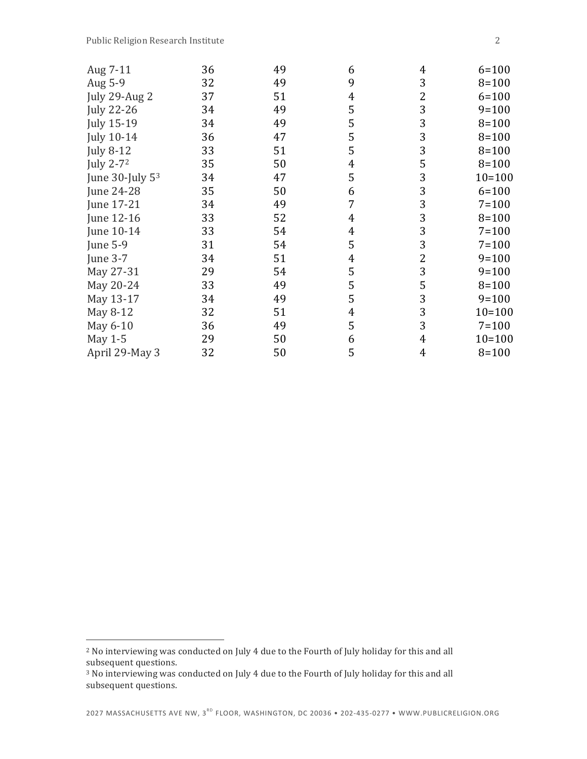| | | | | | |
|---|---|---|---|---|---|
| Aug 7-11 | 36 | 49 | 6 | 4 | 6=100 |
| Aug 5-9 | 32 | 49 | 9 | 3 | 8=100 |
| July 29-Aug 2 | 37 | 51 | 4 | 2 | 6=100 |
| July 22-26 | 34 | 49 | 5 | 3 | 9=100 |
| July 15-19 | 34 | 49 | 5 | 3 | 8=100 |
| July 10-14 | 36 | 47 | 5 | 3 | 8=100 |
| July 8-12 | 33 | 51 | 5 | 3 | 8=100 |
| July 2-7[2] | 35 | 50 | 4 | 5 | 8=100 |
| June 30-July 5[3] | 34 | 47 | 5 | 3 | 10=100 |
| June 24-28 | 35 | 50 | 6 | 3 | 6=100 |
| June 17-21 | 34 | 49 | 7 | 3 | 7=100 |
| June 12-16 | 33 | 52 | 4 | 3 | 8=100 |
| June 10-14 | 33 | 54 | 4 | 3 | 7=100 |
| June 5-9 | 31 | 54 | 5 | 3 | 7=100 |
| June 3-7 | 34 | 51 | 4 | 2 | 9=100 |
| May 27-31 | 29 | 54 | 5 | 3 | 9=100 |
| May 20-24 | 33 | 49 | 5 | 5 | 8=100 |
| May 13-17 | 34 | 49 | 5 | 3 | 9=100 |
| May 8-12 | 32 | 51 | 4 | 3 | 10=100 |
| May 6-10 | 36 | 49 | 5 | 3 | 7=100 |
| May 1-5 | 29 | 50 | 6 | 4 | 10=100 |
| April 29-May 3 | 32 | 50 | 5 | 4 | 8=100 |

[2] No interviewing was conducted on July 4 due to the Fourth of July holiday for this and all subsequent questions.

[3] No interviewing was conducted on July 4 due to the Fourth of July holiday for this and all subsequent questions.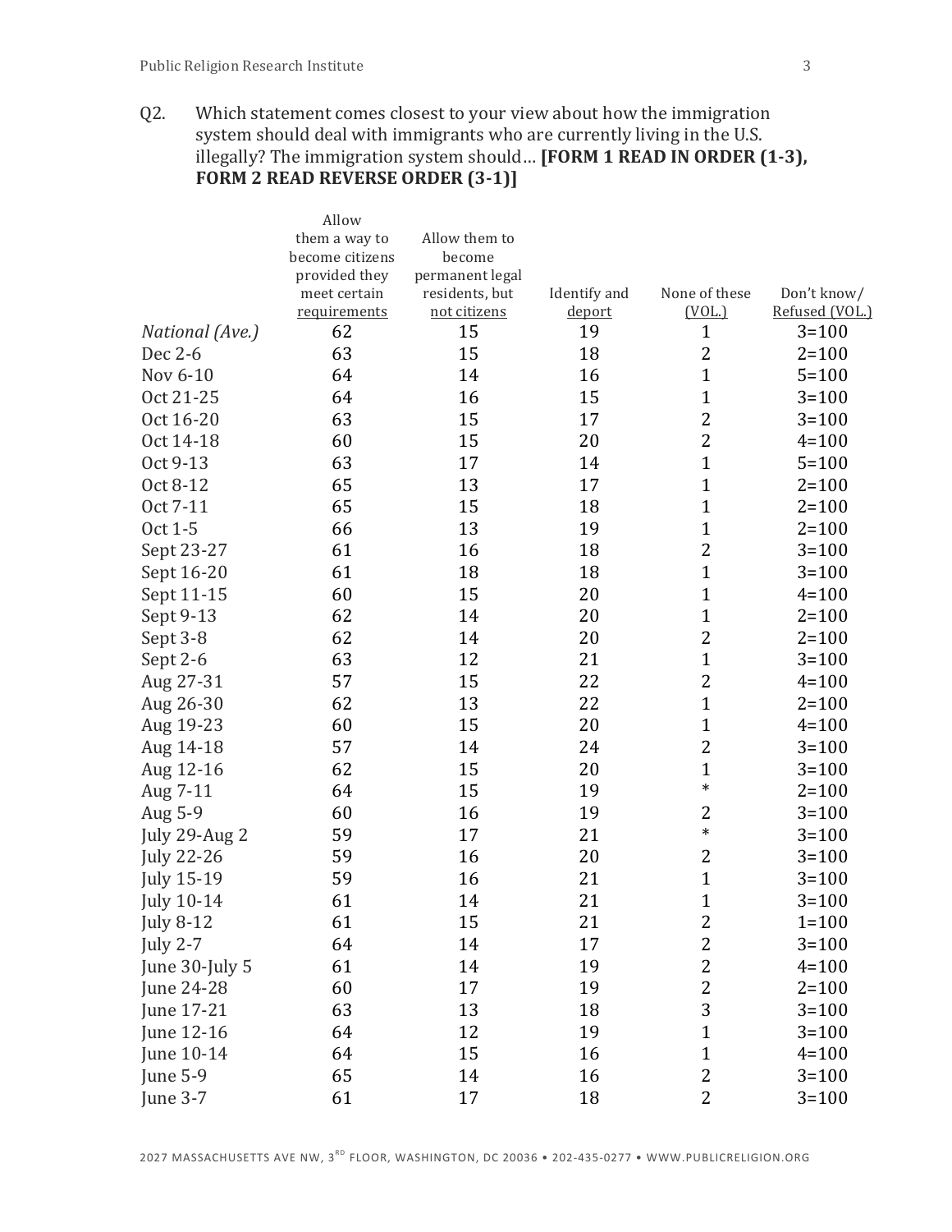Q2. Which statement comes closest to your view about how the immigration system should deal with immigrants who are currently living in the U.S. illegally? The immigration system should… **[FORM 1 READ IN ORDER (1-3), FORM 2 READ REVERSE ORDER (3-1)]**

| | Allow them a way to become citizens provided they meet certain requirements | Allow them to become permanent legal residents, but not citizens | Identify and deport | None of these (VOL.) | Don't know/ Refused (VOL.) |
|---|---|---|---|---|---|
| *National (Ave.)* | 62 | 15 | 19 | 1 | 3=100 |
| Dec 2-6 | 63 | 15 | 18 | 2 | 2=100 |
| Nov 6-10 | 64 | 14 | 16 | 1 | 5=100 |
| Oct 21-25 | 64 | 16 | 15 | 1 | 3=100 |
| Oct 16-20 | 63 | 15 | 17 | 2 | 3=100 |
| Oct 14-18 | 60 | 15 | 20 | 2 | 4=100 |
| Oct 9-13 | 63 | 17 | 14 | 1 | 5=100 |
| Oct 8-12 | 65 | 13 | 17 | 1 | 2=100 |
| Oct 7-11 | 65 | 15 | 18 | 1 | 2=100 |
| Oct 1-5 | 66 | 13 | 19 | 1 | 2=100 |
| Sept 23-27 | 61 | 16 | 18 | 2 | 3=100 |
| Sept 16-20 | 61 | 18 | 18 | 1 | 3=100 |
| Sept 11-15 | 60 | 15 | 20 | 1 | 4=100 |
| Sept 9-13 | 62 | 14 | 20 | 1 | 2=100 |
| Sept 3-8 | 62 | 14 | 20 | 2 | 2=100 |
| Sept 2-6 | 63 | 12 | 21 | 1 | 3=100 |
| Aug 27-31 | 57 | 15 | 22 | 2 | 4=100 |
| Aug 26-30 | 62 | 13 | 22 | 1 | 2=100 |
| Aug 19-23 | 60 | 15 | 20 | 1 | 4=100 |
| Aug 14-18 | 57 | 14 | 24 | 2 | 3=100 |
| Aug 12-16 | 62 | 15 | 20 | 1 | 3=100 |
| Aug 7-11 | 64 | 15 | 19 | * | 2=100 |
| Aug 5-9 | 60 | 16 | 19 | 2 | 3=100 |
| July 29-Aug 2 | 59 | 17 | 21 | * | 3=100 |
| July 22-26 | 59 | 16 | 20 | 2 | 3=100 |
| July 15-19 | 59 | 16 | 21 | 1 | 3=100 |
| July 10-14 | 61 | 14 | 21 | 1 | 3=100 |
| July 8-12 | 61 | 15 | 21 | 2 | 1=100 |
| July 2-7 | 64 | 14 | 17 | 2 | 3=100 |
| June 30-July 5 | 61 | 14 | 19 | 2 | 4=100 |
| June 24-28 | 60 | 17 | 19 | 2 | 2=100 |
| June 17-21 | 63 | 13 | 18 | 3 | 3=100 |
| June 12-16 | 64 | 12 | 19 | 1 | 3=100 |
| June 10-14 | 64 | 15 | 16 | 1 | 4=100 |
| June 5-9 | 65 | 14 | 16 | 2 | 3=100 |
| June 3-7 | 61 | 17 | 18 | 2 | 3=100 |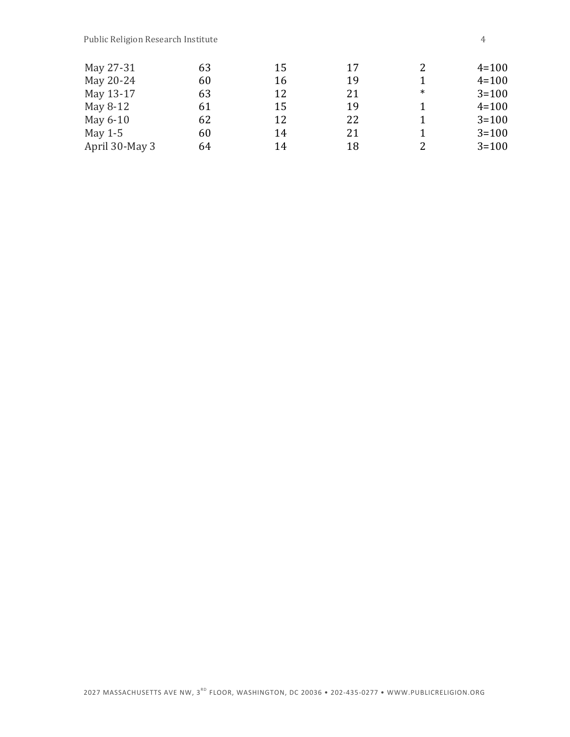| | | | | | |
|---|---|---|---|---|---|
| May 27-31 | 63 | 15 | 17 | 2 | 4=100 |
| May 20-24 | 60 | 16 | 19 | 1 | 4=100 |
| May 13-17 | 63 | 12 | 21 | * | 3=100 |
| May 8-12 | 61 | 15 | 19 | 1 | 4=100 |
| May 6-10 | 62 | 12 | 22 | 1 | 3=100 |
| May 1-5 | 60 | 14 | 21 | 1 | 3=100 |
| April 30-May 3 | 64 | 14 | 18 | 2 | 3=100 |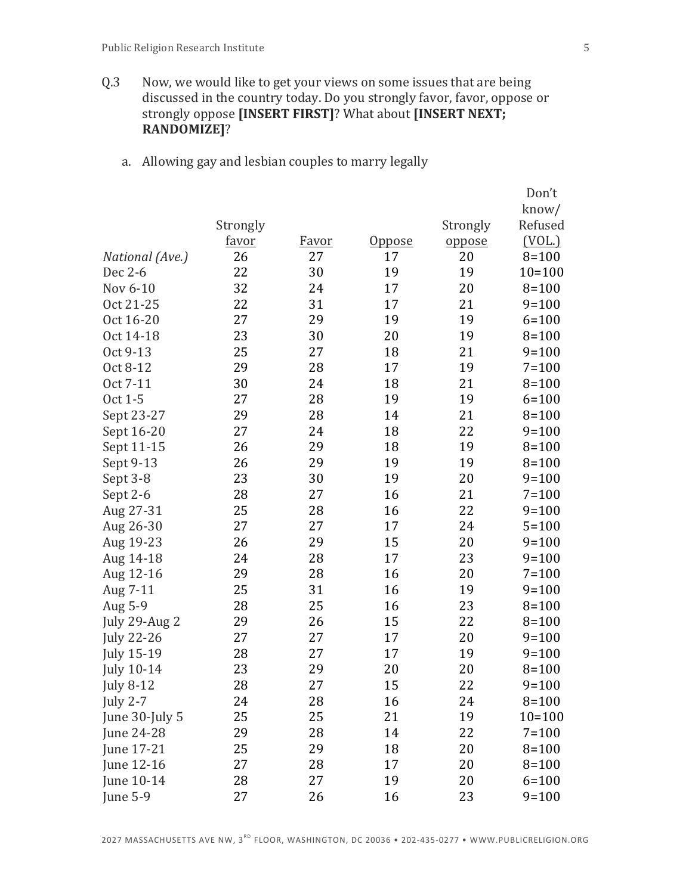Q.3 Now, we would like to get your views on some issues that are being discussed in the country today. Do you strongly favor, favor, oppose or strongly oppose **[INSERT FIRST]**? What about **[INSERT NEXT; RANDOMIZE]**?

a. Allowing gay and lesbian couples to marry legally

| | Strongly favor | Favor | Oppose | Strongly oppose | Don't know/ Refused (VOL.) |
|---|---|---|---|---|---|
| *National (Ave.)* | 26 | 27 | 17 | 20 | 8=100 |
| Dec 2-6 | 22 | 30 | 19 | 19 | 10=100 |
| Nov 6-10 | 32 | 24 | 17 | 20 | 8=100 |
| Oct 21-25 | 22 | 31 | 17 | 21 | 9=100 |
| Oct 16-20 | 27 | 29 | 19 | 19 | 6=100 |
| Oct 14-18 | 23 | 30 | 20 | 19 | 8=100 |
| Oct 9-13 | 25 | 27 | 18 | 21 | 9=100 |
| Oct 8-12 | 29 | 28 | 17 | 19 | 7=100 |
| Oct 7-11 | 30 | 24 | 18 | 21 | 8=100 |
| Oct 1-5 | 27 | 28 | 19 | 19 | 6=100 |
| Sept 23-27 | 29 | 28 | 14 | 21 | 8=100 |
| Sept 16-20 | 27 | 24 | 18 | 22 | 9=100 |
| Sept 11-15 | 26 | 29 | 18 | 19 | 8=100 |
| Sept 9-13 | 26 | 29 | 19 | 19 | 8=100 |
| Sept 3-8 | 23 | 30 | 19 | 20 | 9=100 |
| Sept 2-6 | 28 | 27 | 16 | 21 | 7=100 |
| Aug 27-31 | 25 | 28 | 16 | 22 | 9=100 |
| Aug 26-30 | 27 | 27 | 17 | 24 | 5=100 |
| Aug 19-23 | 26 | 29 | 15 | 20 | 9=100 |
| Aug 14-18 | 24 | 28 | 17 | 23 | 9=100 |
| Aug 12-16 | 29 | 28 | 16 | 20 | 7=100 |
| Aug 7-11 | 25 | 31 | 16 | 19 | 9=100 |
| Aug 5-9 | 28 | 25 | 16 | 23 | 8=100 |
| July 29-Aug 2 | 29 | 26 | 15 | 22 | 8=100 |
| July 22-26 | 27 | 27 | 17 | 20 | 9=100 |
| July 15-19 | 28 | 27 | 17 | 19 | 9=100 |
| July 10-14 | 23 | 29 | 20 | 20 | 8=100 |
| July 8-12 | 28 | 27 | 15 | 22 | 9=100 |
| July 2-7 | 24 | 28 | 16 | 24 | 8=100 |
| June 30-July 5 | 25 | 25 | 21 | 19 | 10=100 |
| June 24-28 | 29 | 28 | 14 | 22 | 7=100 |
| June 17-21 | 25 | 29 | 18 | 20 | 8=100 |
| June 12-16 | 27 | 28 | 17 | 20 | 8=100 |
| June 10-14 | 28 | 27 | 19 | 20 | 6=100 |
| June 5-9 | 27 | 26 | 16 | 23 | 9=100 |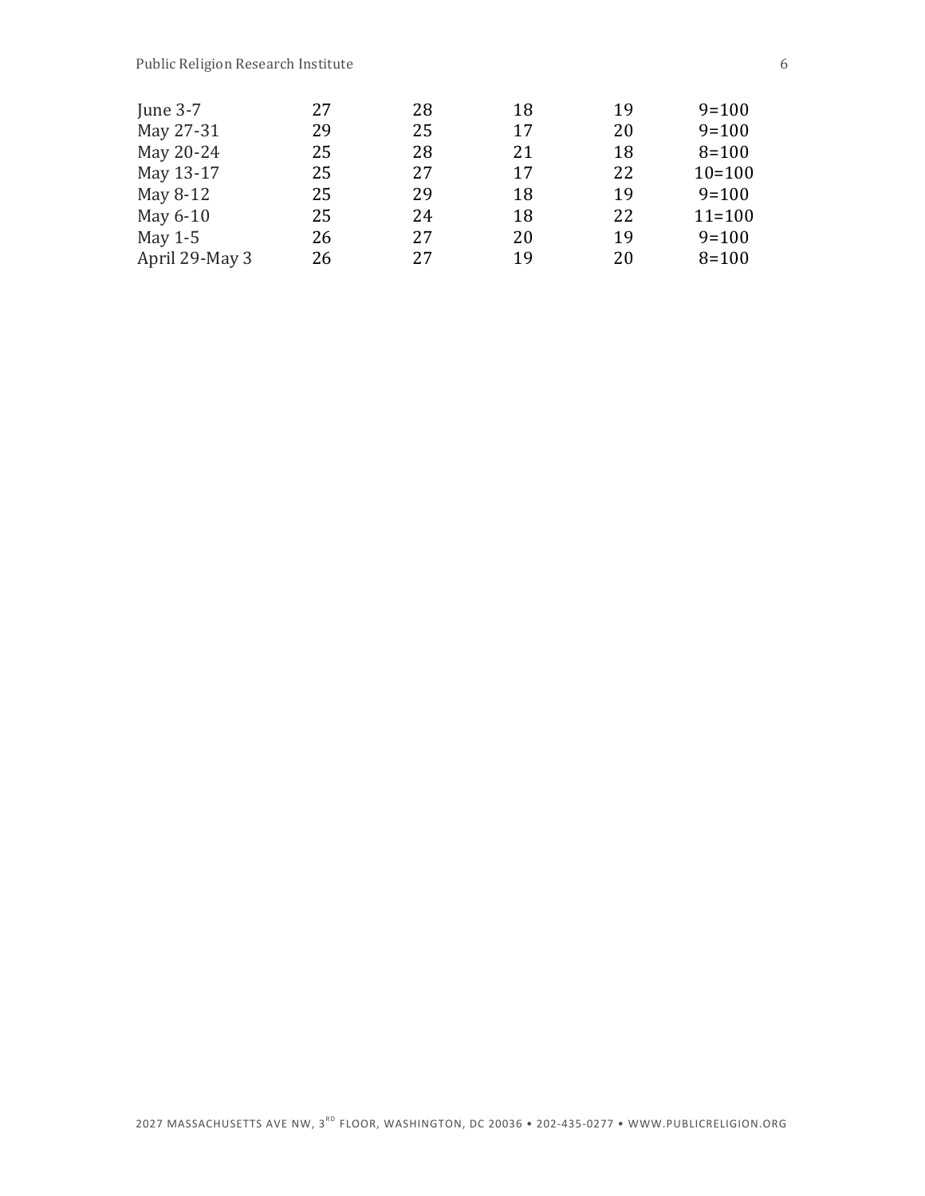| | | | | | |
|---|---|---|---|---|---|
| June 3-7 | 27 | 28 | 18 | 19 | 9=100 |
| May 27-31 | 29 | 25 | 17 | 20 | 9=100 |
| May 20-24 | 25 | 28 | 21 | 18 | 8=100 |
| May 13-17 | 25 | 27 | 17 | 22 | 10=100 |
| May 8-12 | 25 | 29 | 18 | 19 | 9=100 |
| May 6-10 | 25 | 24 | 18 | 22 | 11=100 |
| May 1-5 | 26 | 27 | 20 | 19 | 9=100 |
| April 29-May 3 | 26 | 27 | 19 | 20 | 8=100 |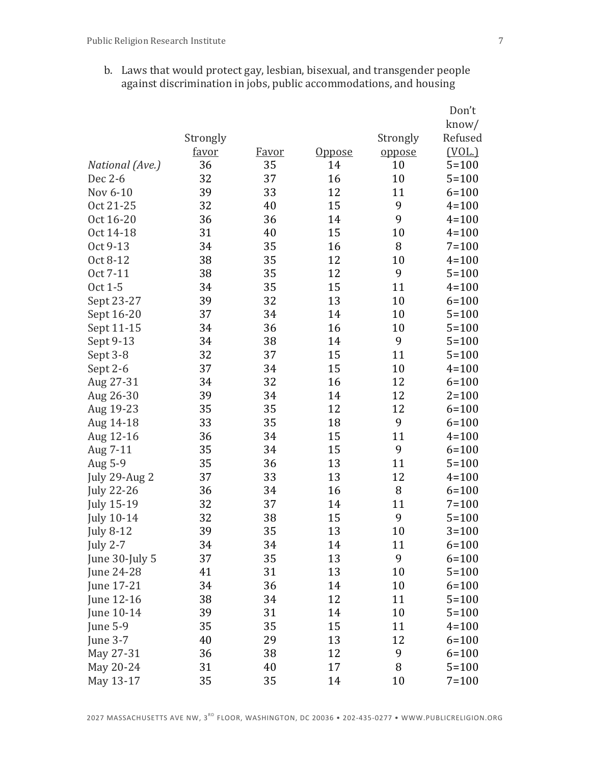b. Laws that would protect gay, lesbian, bisexual, and transgender people against discrimination in jobs, public accommodations, and housing

| | Strongly favor | Favor | Oppose | Strongly oppose | Don't know/ Refused (VOL.) |
|---|---|---|---|---|---|
| *National (Ave.)* | 36 | 35 | 14 | 10 | 5=100 |
| Dec 2-6 | 32 | 37 | 16 | 10 | 5=100 |
| Nov 6-10 | 39 | 33 | 12 | 11 | 6=100 |
| Oct 21-25 | 32 | 40 | 15 | 9 | 4=100 |
| Oct 16-20 | 36 | 36 | 14 | 9 | 4=100 |
| Oct 14-18 | 31 | 40 | 15 | 10 | 4=100 |
| Oct 9-13 | 34 | 35 | 16 | 8 | 7=100 |
| Oct 8-12 | 38 | 35 | 12 | 10 | 4=100 |
| Oct 7-11 | 38 | 35 | 12 | 9 | 5=100 |
| Oct 1-5 | 34 | 35 | 15 | 11 | 4=100 |
| Sept 23-27 | 39 | 32 | 13 | 10 | 6=100 |
| Sept 16-20 | 37 | 34 | 14 | 10 | 5=100 |
| Sept 11-15 | 34 | 36 | 16 | 10 | 5=100 |
| Sept 9-13 | 34 | 38 | 14 | 9 | 5=100 |
| Sept 3-8 | 32 | 37 | 15 | 11 | 5=100 |
| Sept 2-6 | 37 | 34 | 15 | 10 | 4=100 |
| Aug 27-31 | 34 | 32 | 16 | 12 | 6=100 |
| Aug 26-30 | 39 | 34 | 14 | 12 | 2=100 |
| Aug 19-23 | 35 | 35 | 12 | 12 | 6=100 |
| Aug 14-18 | 33 | 35 | 18 | 9 | 6=100 |
| Aug 12-16 | 36 | 34 | 15 | 11 | 4=100 |
| Aug 7-11 | 35 | 34 | 15 | 9 | 6=100 |
| Aug 5-9 | 35 | 36 | 13 | 11 | 5=100 |
| July 29-Aug 2 | 37 | 33 | 13 | 12 | 4=100 |
| July 22-26 | 36 | 34 | 16 | 8 | 6=100 |
| July 15-19 | 32 | 37 | 14 | 11 | 7=100 |
| July 10-14 | 32 | 38 | 15 | 9 | 5=100 |
| July 8-12 | 39 | 35 | 13 | 10 | 3=100 |
| July 2-7 | 34 | 34 | 14 | 11 | 6=100 |
| June 30-July 5 | 37 | 35 | 13 | 9 | 6=100 |
| June 24-28 | 41 | 31 | 13 | 10 | 5=100 |
| June 17-21 | 34 | 36 | 14 | 10 | 6=100 |
| June 12-16 | 38 | 34 | 12 | 11 | 5=100 |
| June 10-14 | 39 | 31 | 14 | 10 | 5=100 |
| June 5-9 | 35 | 35 | 15 | 11 | 4=100 |
| June 3-7 | 40 | 29 | 13 | 12 | 6=100 |
| May 27-31 | 36 | 38 | 12 | 9 | 6=100 |
| May 20-24 | 31 | 40 | 17 | 8 | 5=100 |
| May 13-17 | 35 | 35 | 14 | 10 | 7=100 |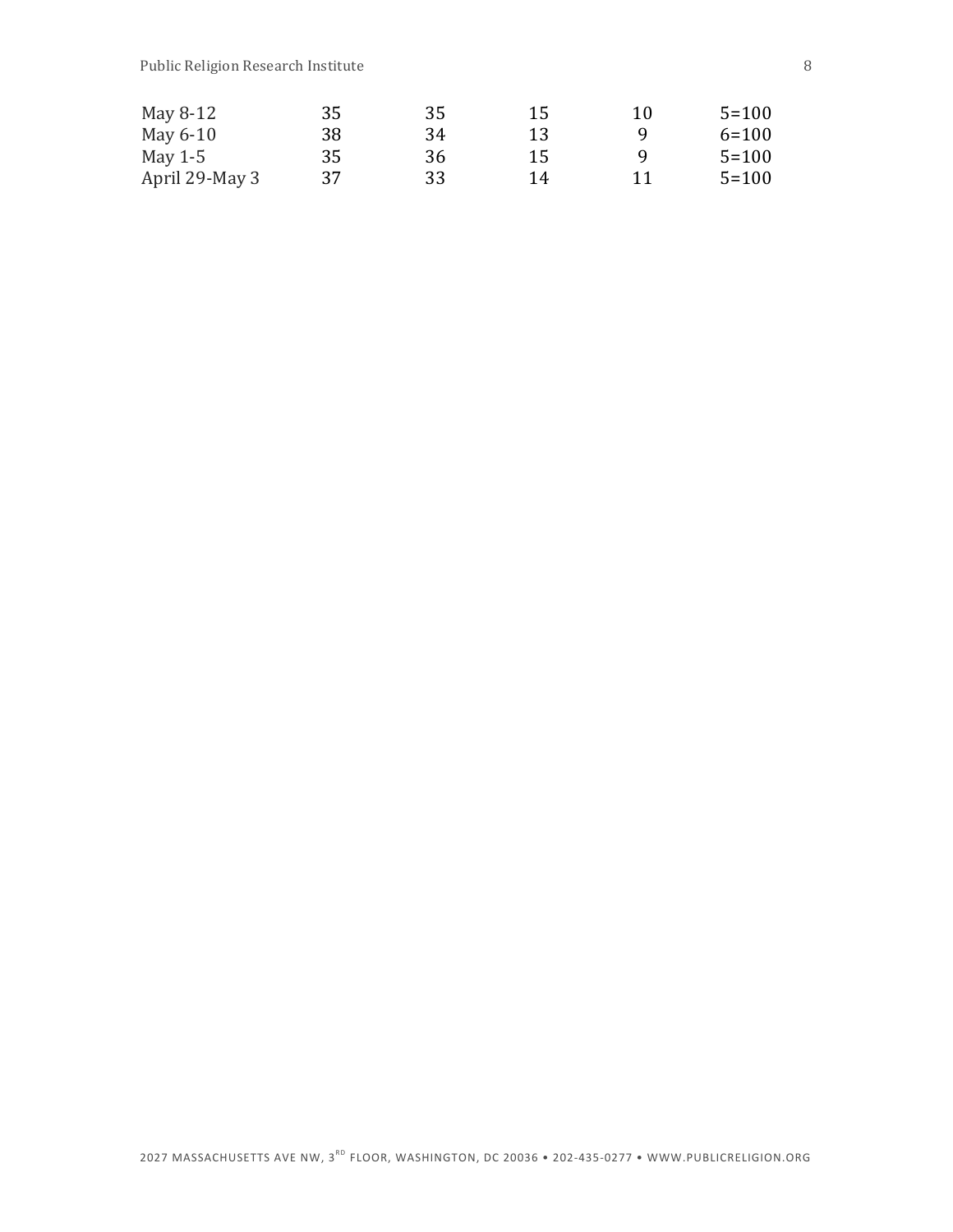| | | | | | |
|---|---|---|---|---|---|
| May 8-12 | 35 | 35 | 15 | 10 | 5=100 |
| May 6-10 | 38 | 34 | 13 | 9 | 6=100 |
| May 1-5 | 35 | 36 | 15 | 9 | 5=100 |
| April 29-May 3 | 37 | 33 | 14 | 11 | 5=100 |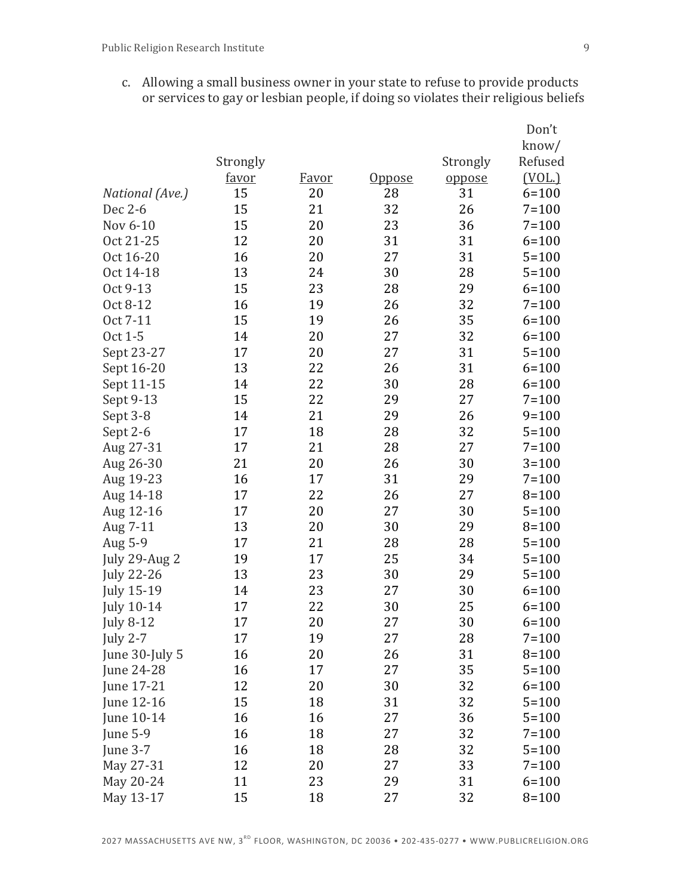c. Allowing a small business owner in your state to refuse to provide products or services to gay or lesbian people, if doing so violates their religious beliefs

| | Strongly favor | Favor | Oppose | Strongly oppose | Don't know/ Refused (VOL.) |
|---|---|---|---|---|---|
| *National (Ave.)* | 15 | 20 | 28 | 31 | 6=100 |
| Dec 2-6 | 15 | 21 | 32 | 26 | 7=100 |
| Nov 6-10 | 15 | 20 | 23 | 36 | 7=100 |
| Oct 21-25 | 12 | 20 | 31 | 31 | 6=100 |
| Oct 16-20 | 16 | 20 | 27 | 31 | 5=100 |
| Oct 14-18 | 13 | 24 | 30 | 28 | 5=100 |
| Oct 9-13 | 15 | 23 | 28 | 29 | 6=100 |
| Oct 8-12 | 16 | 19 | 26 | 32 | 7=100 |
| Oct 7-11 | 15 | 19 | 26 | 35 | 6=100 |
| Oct 1-5 | 14 | 20 | 27 | 32 | 6=100 |
| Sept 23-27 | 17 | 20 | 27 | 31 | 5=100 |
| Sept 16-20 | 13 | 22 | 26 | 31 | 6=100 |
| Sept 11-15 | 14 | 22 | 30 | 28 | 6=100 |
| Sept 9-13 | 15 | 22 | 29 | 27 | 7=100 |
| Sept 3-8 | 14 | 21 | 29 | 26 | 9=100 |
| Sept 2-6 | 17 | 18 | 28 | 32 | 5=100 |
| Aug 27-31 | 17 | 21 | 28 | 27 | 7=100 |
| Aug 26-30 | 21 | 20 | 26 | 30 | 3=100 |
| Aug 19-23 | 16 | 17 | 31 | 29 | 7=100 |
| Aug 14-18 | 17 | 22 | 26 | 27 | 8=100 |
| Aug 12-16 | 17 | 20 | 27 | 30 | 5=100 |
| Aug 7-11 | 13 | 20 | 30 | 29 | 8=100 |
| Aug 5-9 | 17 | 21 | 28 | 28 | 5=100 |
| July 29-Aug 2 | 19 | 17 | 25 | 34 | 5=100 |
| July 22-26 | 13 | 23 | 30 | 29 | 5=100 |
| July 15-19 | 14 | 23 | 27 | 30 | 6=100 |
| July 10-14 | 17 | 22 | 30 | 25 | 6=100 |
| July 8-12 | 17 | 20 | 27 | 30 | 6=100 |
| July 2-7 | 17 | 19 | 27 | 28 | 7=100 |
| June 30-July 5 | 16 | 20 | 26 | 31 | 8=100 |
| June 24-28 | 16 | 17 | 27 | 35 | 5=100 |
| June 17-21 | 12 | 20 | 30 | 32 | 6=100 |
| June 12-16 | 15 | 18 | 31 | 32 | 5=100 |
| June 10-14 | 16 | 16 | 27 | 36 | 5=100 |
| June 5-9 | 16 | 18 | 27 | 32 | 7=100 |
| June 3-7 | 16 | 18 | 28 | 32 | 5=100 |
| May 27-31 | 12 | 20 | 27 | 33 | 7=100 |
| May 20-24 | 11 | 23 | 29 | 31 | 6=100 |
| May 13-17 | 15 | 18 | 27 | 32 | 8=100 |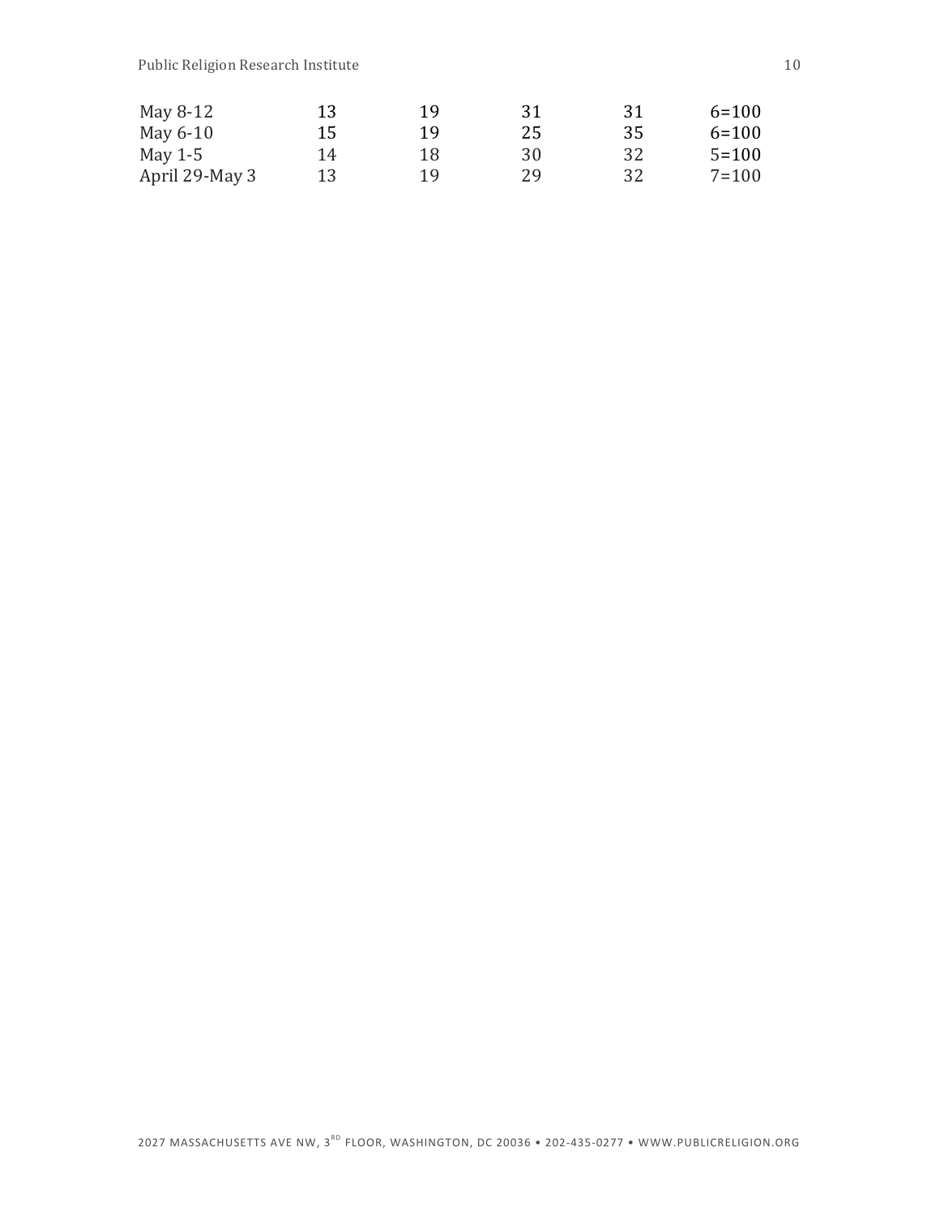| | | | | | |
|---|---|---|---|---|---|
| May 8-12 | 13 | 19 | 31 | 31 | 6=100 |
| May 6-10 | 15 | 19 | 25 | 35 | 6=100 |
| May 1-5 | 14 | 18 | 30 | 32 | 5=100 |
| April 29-May 3 | 13 | 19 | 29 | 32 | 7=100 |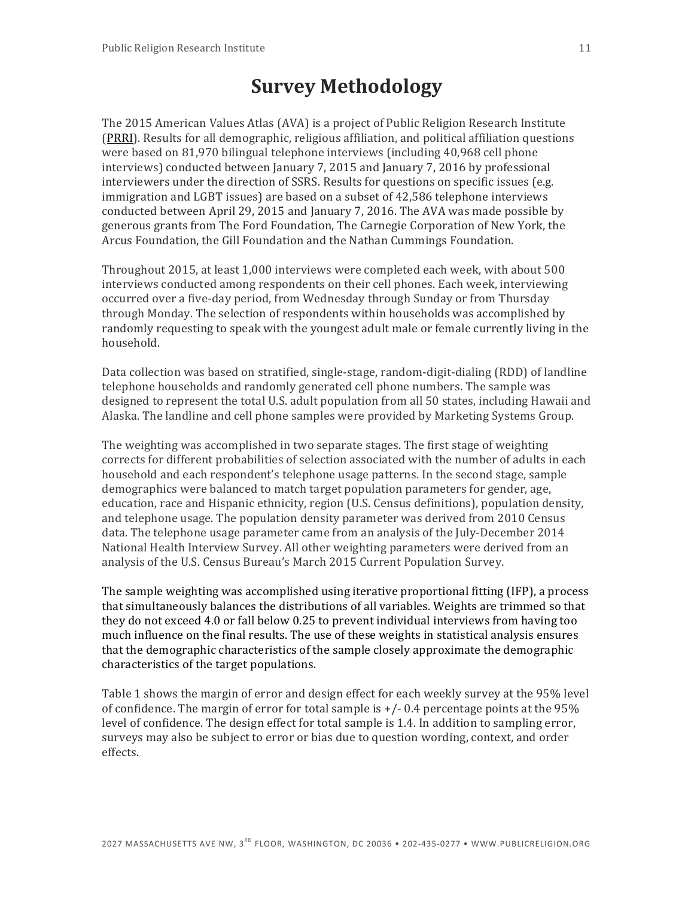# Survey Methodology

The 2015 American Values Atlas (AVA) is a project of Public Religion Research Institute (PRRI). Results for all demographic, religious affiliation, and political affiliation questions were based on 81,970 bilingual telephone interviews (including 40,968 cell phone interviews) conducted between January 7, 2015 and January 7, 2016 by professional interviewers under the direction of SSRS. Results for questions on specific issues (e.g. immigration and LGBT issues) are based on a subset of 42,586 telephone interviews conducted between April 29, 2015 and January 7, 2016. The AVA was made possible by generous grants from The Ford Foundation, The Carnegie Corporation of New York, the Arcus Foundation, the Gill Foundation and the Nathan Cummings Foundation.

Throughout 2015, at least 1,000 interviews were completed each week, with about 500 interviews conducted among respondents on their cell phones. Each week, interviewing occurred over a five-day period, from Wednesday through Sunday or from Thursday through Monday. The selection of respondents within households was accomplished by randomly requesting to speak with the youngest adult male or female currently living in the household.

Data collection was based on stratified, single-stage, random-digit-dialing (RDD) of landline telephone households and randomly generated cell phone numbers. The sample was designed to represent the total U.S. adult population from all 50 states, including Hawaii and Alaska. The landline and cell phone samples were provided by Marketing Systems Group.

The weighting was accomplished in two separate stages. The first stage of weighting corrects for different probabilities of selection associated with the number of adults in each household and each respondent's telephone usage patterns. In the second stage, sample demographics were balanced to match target population parameters for gender, age, education, race and Hispanic ethnicity, region (U.S. Census definitions), population density, and telephone usage. The population density parameter was derived from 2010 Census data. The telephone usage parameter came from an analysis of the July-December 2014 National Health Interview Survey. All other weighting parameters were derived from an analysis of the U.S. Census Bureau's March 2015 Current Population Survey.

The sample weighting was accomplished using iterative proportional fitting (IFP), a process that simultaneously balances the distributions of all variables. Weights are trimmed so that they do not exceed 4.0 or fall below 0.25 to prevent individual interviews from having too much influence on the final results. The use of these weights in statistical analysis ensures that the demographic characteristics of the sample closely approximate the demographic characteristics of the target populations.

Table 1 shows the margin of error and design effect for each weekly survey at the 95% level of confidence. The margin of error for total sample is +/- 0.4 percentage points at the 95% level of confidence. The design effect for total sample is 1.4. In addition to sampling error, surveys may also be subject to error or bias due to question wording, context, and order effects.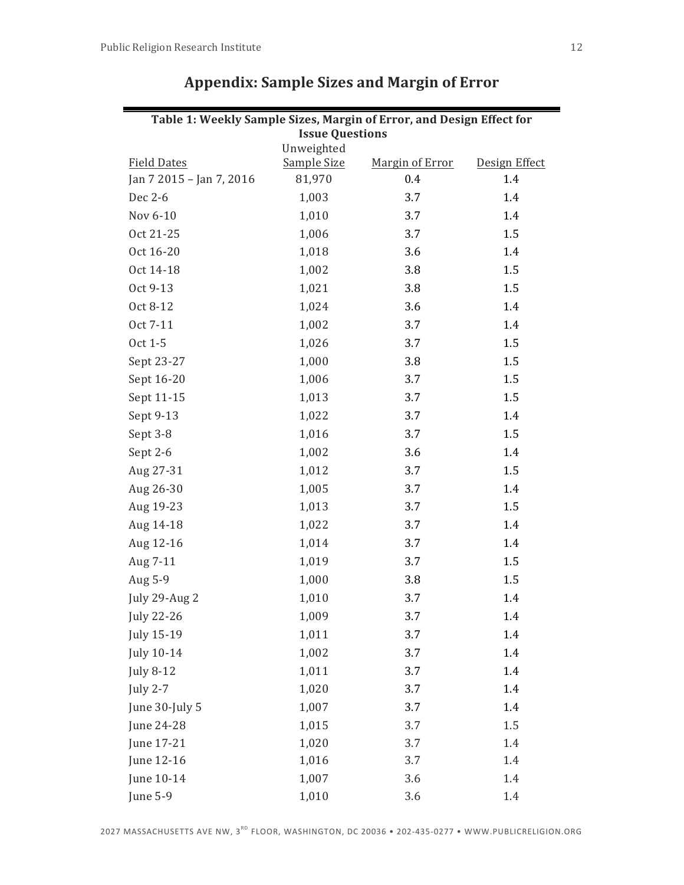## Appendix: Sample Sizes and Margin of Error

**Table 1: Weekly Sample Sizes, Margin of Error, and Design Effect for Issue Questions**

| Field Dates | Unweighted Sample Size | Margin of Error | Design Effect |
|---|---|---|---|
| Jan 7 2015 – Jan 7, 2016 | 81,970 | 0.4 | 1.4 |
| Dec 2-6 | 1,003 | 3.7 | 1.4 |
| Nov 6-10 | 1,010 | 3.7 | 1.4 |
| Oct 21-25 | 1,006 | 3.7 | 1.5 |
| Oct 16-20 | 1,018 | 3.6 | 1.4 |
| Oct 14-18 | 1,002 | 3.8 | 1.5 |
| Oct 9-13 | 1,021 | 3.8 | 1.5 |
| Oct 8-12 | 1,024 | 3.6 | 1.4 |
| Oct 7-11 | 1,002 | 3.7 | 1.4 |
| Oct 1-5 | 1,026 | 3.7 | 1.5 |
| Sept 23-27 | 1,000 | 3.8 | 1.5 |
| Sept 16-20 | 1,006 | 3.7 | 1.5 |
| Sept 11-15 | 1,013 | 3.7 | 1.5 |
| Sept 9-13 | 1,022 | 3.7 | 1.4 |
| Sept 3-8 | 1,016 | 3.7 | 1.5 |
| Sept 2-6 | 1,002 | 3.6 | 1.4 |
| Aug 27-31 | 1,012 | 3.7 | 1.5 |
| Aug 26-30 | 1,005 | 3.7 | 1.4 |
| Aug 19-23 | 1,013 | 3.7 | 1.5 |
| Aug 14-18 | 1,022 | 3.7 | 1.4 |
| Aug 12-16 | 1,014 | 3.7 | 1.4 |
| Aug 7-11 | 1,019 | 3.7 | 1.5 |
| Aug 5-9 | 1,000 | 3.8 | 1.5 |
| July 29-Aug 2 | 1,010 | 3.7 | 1.4 |
| July 22-26 | 1,009 | 3.7 | 1.4 |
| July 15-19 | 1,011 | 3.7 | 1.4 |
| July 10-14 | 1,002 | 3.7 | 1.4 |
| July 8-12 | 1,011 | 3.7 | 1.4 |
| July 2-7 | 1,020 | 3.7 | 1.4 |
| June 30-July 5 | 1,007 | 3.7 | 1.4 |
| June 24-28 | 1,015 | 3.7 | 1.5 |
| June 17-21 | 1,020 | 3.7 | 1.4 |
| June 12-16 | 1,016 | 3.7 | 1.4 |
| June 10-14 | 1,007 | 3.6 | 1.4 |
| June 5-9 | 1,010 | 3.6 | 1.4 |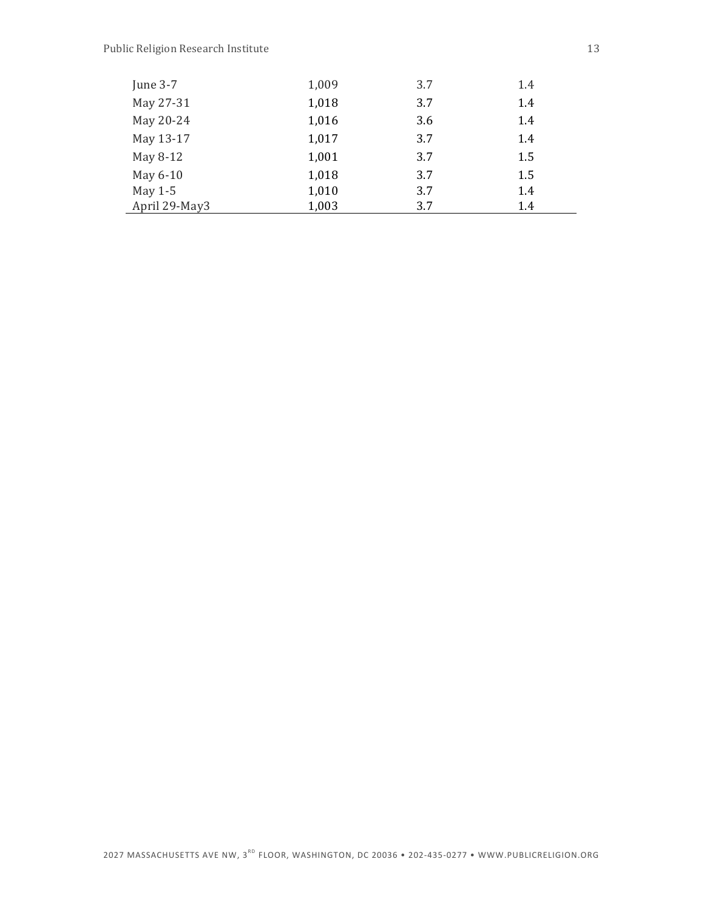| | | | |
|---|---|---|---|
| June 3-7 | 1,009 | 3.7 | 1.4 |
| May 27-31 | 1,018 | 3.7 | 1.4 |
| May 20-24 | 1,016 | 3.6 | 1.4 |
| May 13-17 | 1,017 | 3.7 | 1.4 |
| May 8-12 | 1,001 | 3.7 | 1.5 |
| May 6-10 | 1,018 | 3.7 | 1.5 |
| May 1-5 | 1,010 | 3.7 | 1.4 |
| April 29-May3 | 1,003 | 3.7 | 1.4 |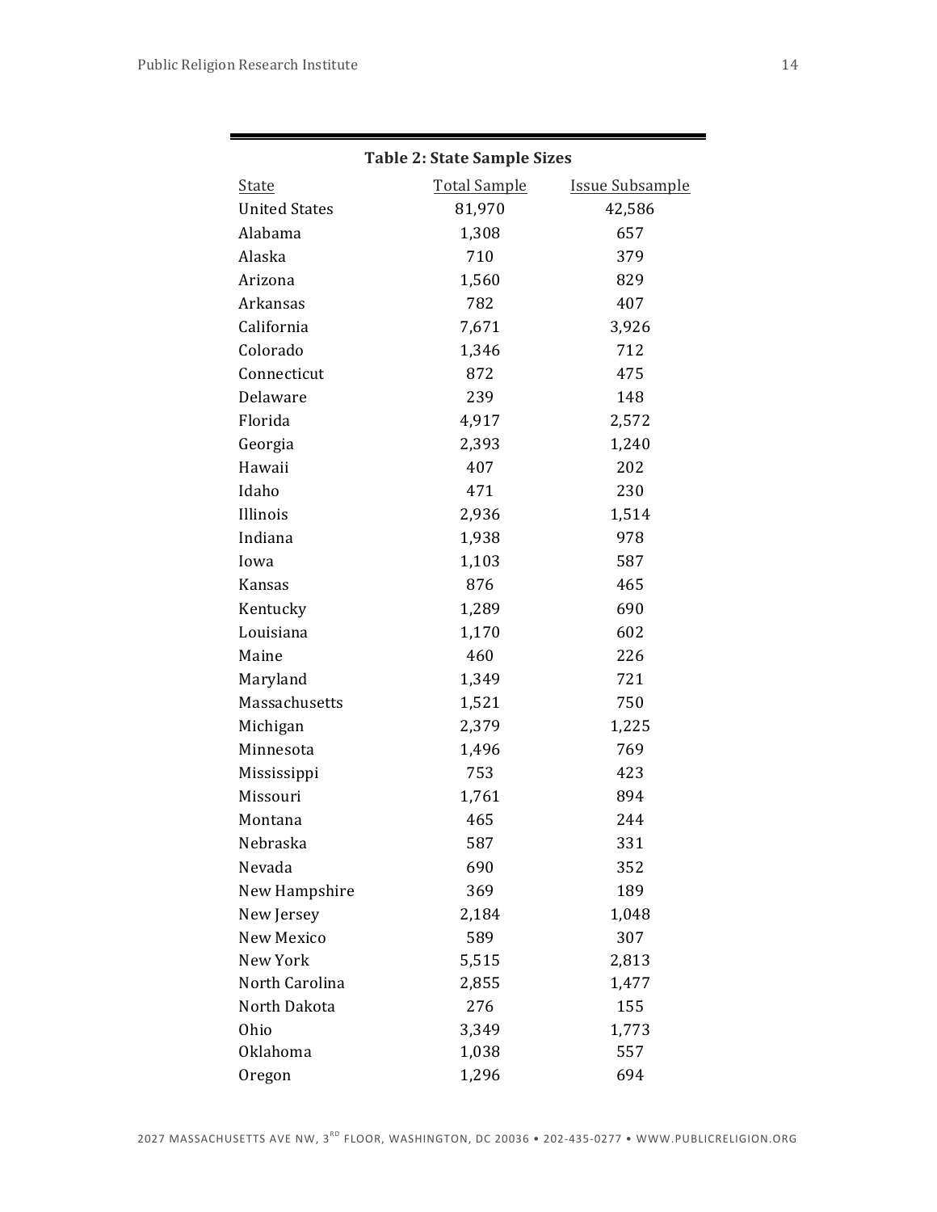**Table 2: State Sample Sizes**

| State | Total Sample | Issue Subsample |
|---|---|---|
| United States | 81,970 | 42,586 |
| Alabama | 1,308 | 657 |
| Alaska | 710 | 379 |
| Arizona | 1,560 | 829 |
| Arkansas | 782 | 407 |
| California | 7,671 | 3,926 |
| Colorado | 1,346 | 712 |
| Connecticut | 872 | 475 |
| Delaware | 239 | 148 |
| Florida | 4,917 | 2,572 |
| Georgia | 2,393 | 1,240 |
| Hawaii | 407 | 202 |
| Idaho | 471 | 230 |
| Illinois | 2,936 | 1,514 |
| Indiana | 1,938 | 978 |
| Iowa | 1,103 | 587 |
| Kansas | 876 | 465 |
| Kentucky | 1,289 | 690 |
| Louisiana | 1,170 | 602 |
| Maine | 460 | 226 |
| Maryland | 1,349 | 721 |
| Massachusetts | 1,521 | 750 |
| Michigan | 2,379 | 1,225 |
| Minnesota | 1,496 | 769 |
| Mississippi | 753 | 423 |
| Missouri | 1,761 | 894 |
| Montana | 465 | 244 |
| Nebraska | 587 | 331 |
| Nevada | 690 | 352 |
| New Hampshire | 369 | 189 |
| New Jersey | 2,184 | 1,048 |
| New Mexico | 589 | 307 |
| New York | 5,515 | 2,813 |
| North Carolina | 2,855 | 1,477 |
| North Dakota | 276 | 155 |
| Ohio | 3,349 | 1,773 |
| Oklahoma | 1,038 | 557 |
| Oregon | 1,296 | 694 |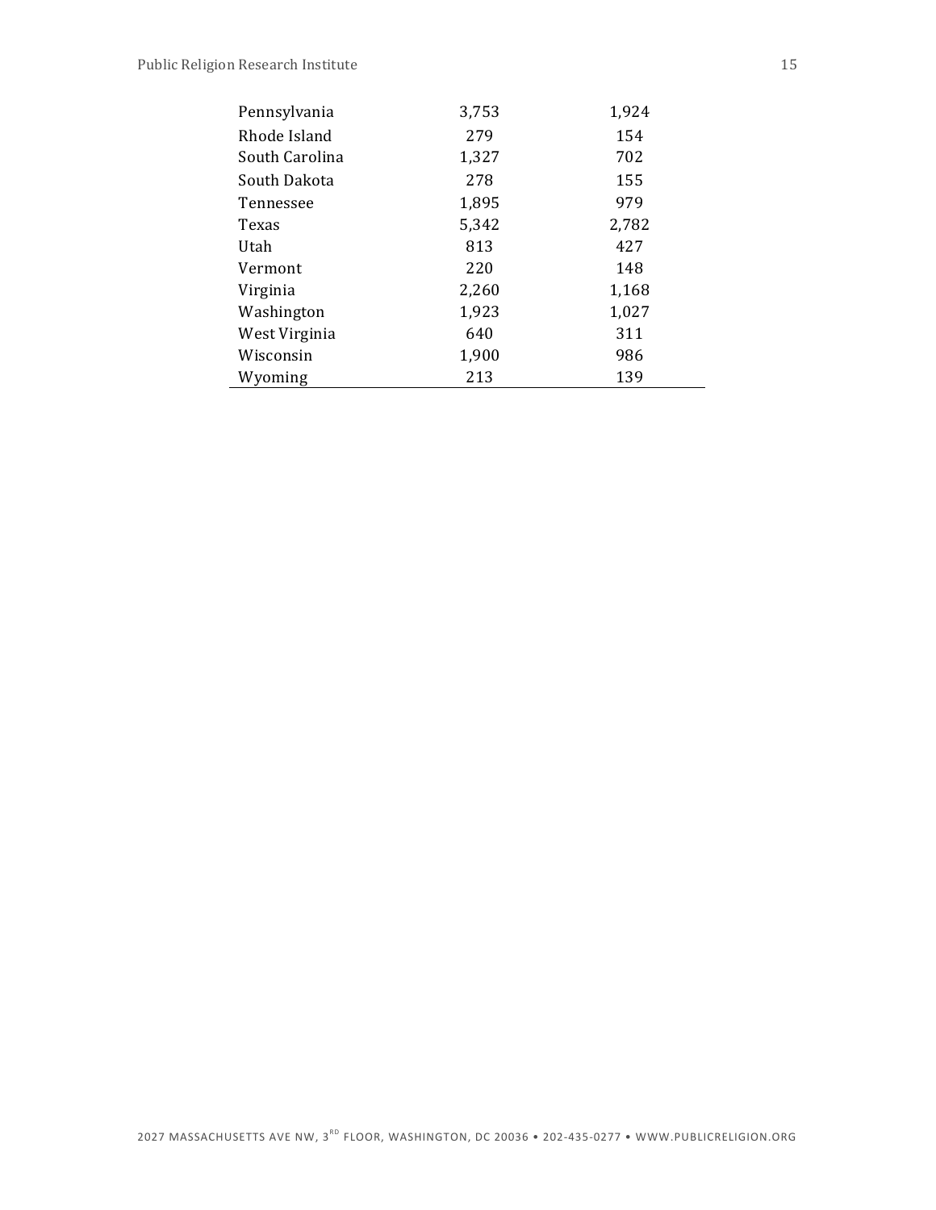| | | |
|---|---|---|
| Pennsylvania | 3,753 | 1,924 |
| Rhode Island | 279 | 154 |
| South Carolina | 1,327 | 702 |
| South Dakota | 278 | 155 |
| Tennessee | 1,895 | 979 |
| Texas | 5,342 | 2,782 |
| Utah | 813 | 427 |
| Vermont | 220 | 148 |
| Virginia | 2,260 | 1,168 |
| Washington | 1,923 | 1,027 |
| West Virginia | 640 | 311 |
| Wisconsin | 1,900 | 986 |
| Wyoming | 213 | 139 |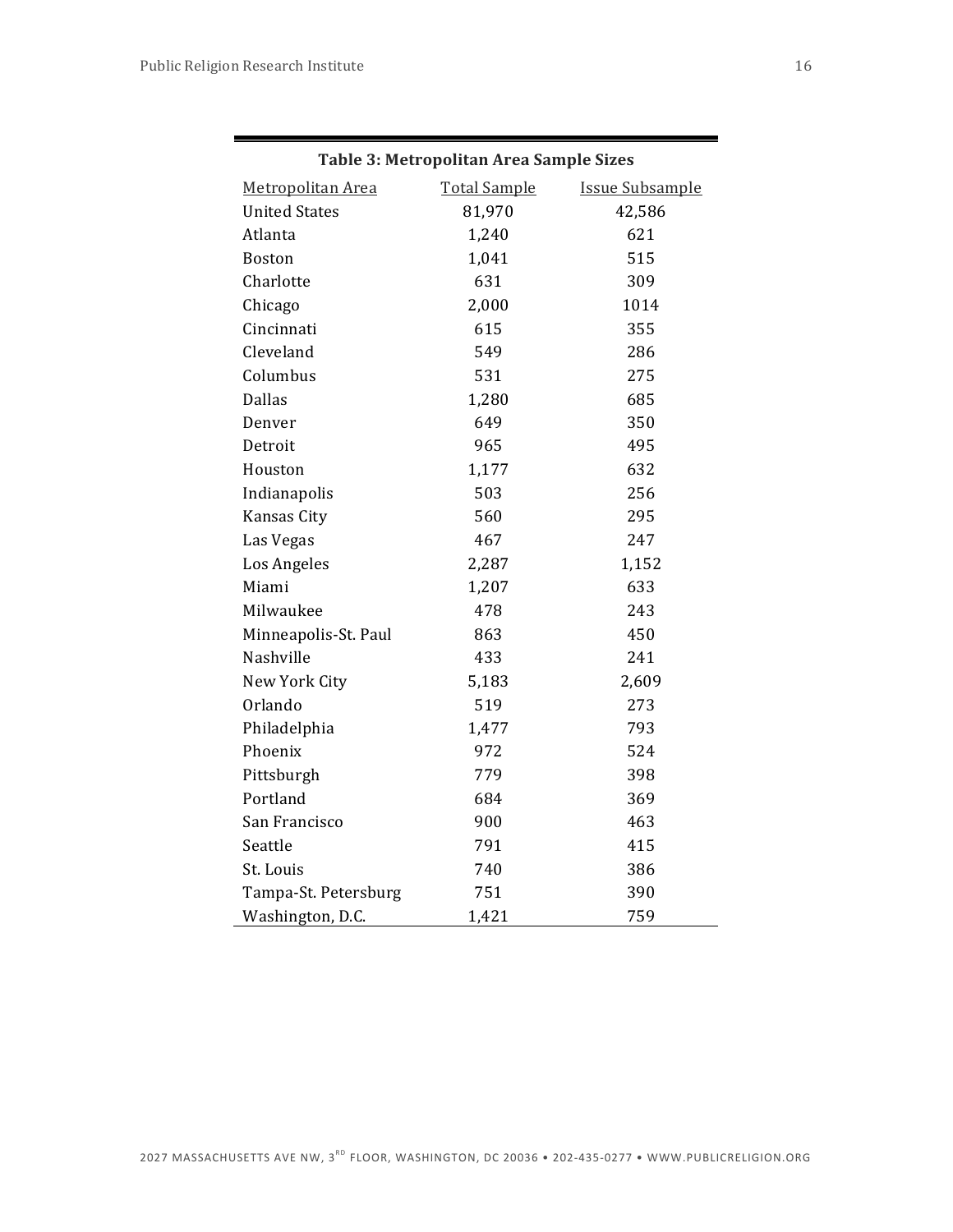**Table 3: Metropolitan Area Sample Sizes**

| Metropolitan Area | Total Sample | Issue Subsample |
|---|---|---|
| United States | 81,970 | 42,586 |
| Atlanta | 1,240 | 621 |
| Boston | 1,041 | 515 |
| Charlotte | 631 | 309 |
| Chicago | 2,000 | 1014 |
| Cincinnati | 615 | 355 |
| Cleveland | 549 | 286 |
| Columbus | 531 | 275 |
| Dallas | 1,280 | 685 |
| Denver | 649 | 350 |
| Detroit | 965 | 495 |
| Houston | 1,177 | 632 |
| Indianapolis | 503 | 256 |
| Kansas City | 560 | 295 |
| Las Vegas | 467 | 247 |
| Los Angeles | 2,287 | 1,152 |
| Miami | 1,207 | 633 |
| Milwaukee | 478 | 243 |
| Minneapolis-St. Paul | 863 | 450 |
| Nashville | 433 | 241 |
| New York City | 5,183 | 2,609 |
| Orlando | 519 | 273 |
| Philadelphia | 1,477 | 793 |
| Phoenix | 972 | 524 |
| Pittsburgh | 779 | 398 |
| Portland | 684 | 369 |
| San Francisco | 900 | 463 |
| Seattle | 791 | 415 |
| St. Louis | 740 | 386 |
| Tampa-St. Petersburg | 751 | 390 |
| Washington, D.C. | 1,421 | 759 |